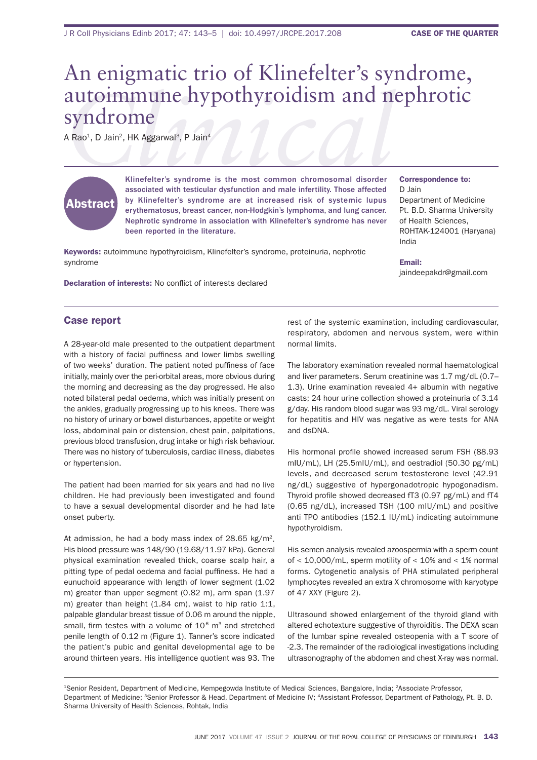# An enigmatic trio of Klinefelter's syndrome, autoimmune hypothyroidism and nephrotic syndrome

A Rao[1], D Jain[2], HK Aggarwal[3], P Jain[4]

## Abstract

Klinefelter's syndrome is the most common chromosomal disorder associated with testicular dysfunction and male infertility. Those affected by Klinefelter's syndrome are at increased risk of systemic lupus erythematosus, breast cancer, non-Hodgkin's lymphoma, and lung cancer. Nephrotic syndrome in association with Klinefelter's syndrome has never been reported in the literature.

**Keywords:** autoimmune hypothyroidism, Klinefelter's syndrome, proteinuria, nephrotic syndrome

**Declaration of interests:** No conflict of interests declared

**Correspondence to:**
D Jain
Department of Medicine
Pt. B.D. Sharma University of Health Sciences,
ROHTAK-124001 (Haryana)
India

**Email:**
jaindeepakdr@gmail.com

## Case report

A 28-year-old male presented to the outpatient department with a history of facial puffiness and lower limbs swelling of two weeks' duration. The patient noted puffiness of face initially, mainly over the peri-orbital areas, more obvious during the morning and decreasing as the day progressed. He also noted bilateral pedal oedema, which was initially present on the ankles, gradually progressing up to his knees. There was no history of urinary or bowel disturbances, appetite or weight loss, abdominal pain or distension, chest pain, palpitations, previous blood transfusion, drug intake or high risk behaviour. There was no history of tuberculosis, cardiac illness, diabetes or hypertension.

The patient had been married for six years and had no live children. He had previously been investigated and found to have a sexual developmental disorder and he had late onset puberty.

At admission, he had a body mass index of 28.65 kg/m$^2$. His blood pressure was 148/90 (19.68/11.97 kPa). General physical examination revealed thick, coarse scalp hair, a pitting type of pedal oedema and facial puffiness. He had a eunuchoid appearance with length of lower segment (1.02 m) greater than upper segment (0.82 m), arm span (1.97 m) greater than height (1.84 cm), waist to hip ratio 1:1, palpable glandular breast tissue of 0.06 m around the nipple, small, firm testes with a volume of $10^{-6}$ m$^3$ and stretched penile length of 0.12 m (Figure 1). Tanner's score indicated the patient's pubic and genital developmental age to be around thirteen years. His intelligence quotient was 93. The rest of the systemic examination, including cardiovascular, respiratory, abdomen and nervous system, were within normal limits.

The laboratory examination revealed normal haematological and liver parameters. Serum creatinine was 1.7 mg/dL (0.7–1.3). Urine examination revealed 4+ albumin with negative casts; 24 hour urine collection showed a proteinuria of 3.14 g/day. His random blood sugar was 93 mg/dL. Viral serology for hepatitis and HIV was negative as were tests for ANA and dsDNA.

His hormonal profile showed increased serum FSH (88.93 mIU/mL), LH (25.5mIU/mL), and oestradiol (50.30 pg/mL) levels, and decreased serum testosterone level (42.91 ng/dL) suggestive of hypergonadotropic hypogonadism. Thyroid profile showed decreased fT3 (0.97 pg/mL) and fT4 (0.65 ng/dL), increased TSH (100 mIU/mL) and positive anti TPO antibodies (152.1 IU/mL) indicating autoimmune hypothyroidism.

His semen analysis revealed azoospermia with a sperm count of < 10,000/mL, sperm motility of < 10% and < 1% normal forms. Cytogenetic analysis of PHA stimulated peripheral lymphocytes revealed an extra X chromosome with karyotype of 47 XXY (Figure 2).

Ultrasound showed enlargement of the thyroid gland with altered echotexture suggestive of thyroiditis. The DEXA scan of the lumbar spine revealed osteopenia with a T score of -2.3. The remainder of the radiological investigations including ultrasonography of the abdomen and chest X-ray was normal.

[1]Senior Resident, Department of Medicine, Kempegowda Institute of Medical Sciences, Bangalore, India; [2]Associate Professor, Department of Medicine; [3]Senior Professor & Head, Department of Medicine IV; [4]Assistant Professor, Department of Pathology, Pt. B. D. Sharma University of Health Sciences, Rohtak, India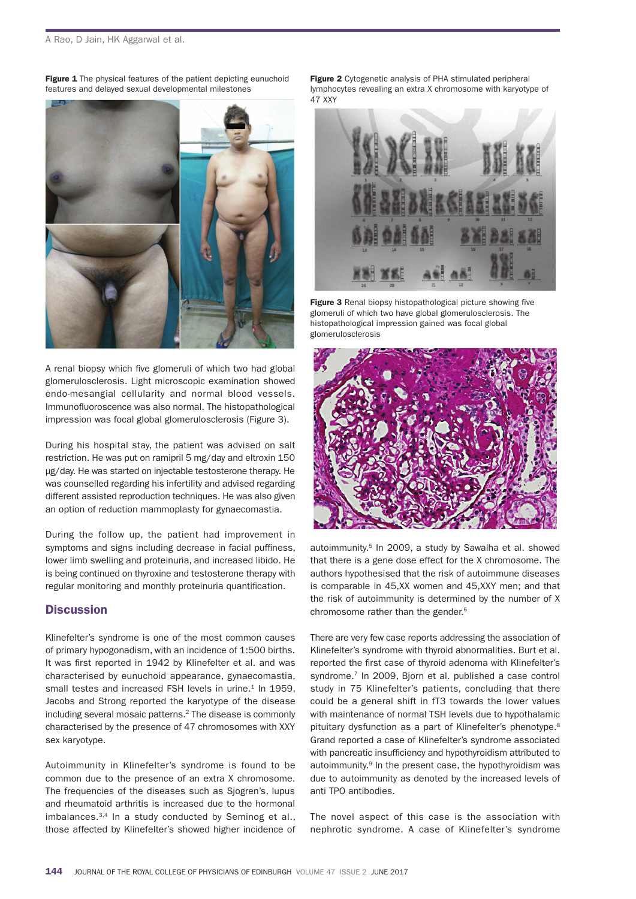**Figure 1** The physical features of the patient depicting eunuchoid features and delayed sexual developmental milestones

A renal biopsy which five glomeruli of which two had global glomerulosclerosis. Light microscopic examination showed endo-mesangial cellularity and normal blood vessels. Immunofluoroscence was also normal. The histopathological impression was focal global glomerulosclerosis (Figure 3).

During his hospital stay, the patient was advised on salt restriction. He was put on ramipril 5 mg/day and eltroxin 150 μg/day. He was started on injectable testosterone therapy. He was counselled regarding his infertility and advised regarding different assisted reproduction techniques. He was also given an option of reduction mammoplasty for gynaecomastia.

During the follow up, the patient had improvement in symptoms and signs including decrease in facial puffiness, lower limb swelling and proteinuria, and increased libido. He is being continued on thyroxine and testosterone therapy with regular monitoring and monthly proteinuria quantification.

## Discussion

Klinefelter's syndrome is one of the most common causes of primary hypogonadism, with an incidence of 1:500 births. It was first reported in 1942 by Klinefelter et al. and was characterised by eunuchoid appearance, gynaecomastia, small testes and increased FSH levels in urine.[1] In 1959, Jacobs and Strong reported the karyotype of the disease including several mosaic patterns.[2] The disease is commonly characterised by the presence of 47 chromosomes with XXY sex karyotype.

Autoimmunity in Klinefelter's syndrome is found to be common due to the presence of an extra X chromosome. The frequencies of the diseases such as Sjogren's, lupus and rheumatoid arthritis is increased due to the hormonal imbalances.[3,4] In a study conducted by Seminog et al., those affected by Klinefelter's showed higher incidence of autoimmunity.[5] In 2009, a study by Sawalha et al. showed that there is a gene dose effect for the X chromosome. The authors hypothesised that the risk of autoimmune diseases is comparable in 45,XX women and 45,XXY men; and that the risk of autoimmunity is determined by the number of X chromosome rather than the gender.[6]

**Figure 2** Cytogenetic analysis of PHA stimulated peripheral lymphocytes revealing an extra X chromosome with karyotype of 47 XXY

**Figure 3** Renal biopsy histopathological picture showing five glomeruli of which two have global glomerulosclerosis. The histopathological impression gained was focal global glomerulosclerosis

There are very few case reports addressing the association of Klinefelter's syndrome with thyroid abnormalities. Burt et al. reported the first case of thyroid adenoma with Klinefelter's syndrome.[7] In 2009, Bjorn et al. published a case control study in 75 Klinefelter's patients, concluding that there could be a general shift in fT3 towards the lower values with maintenance of normal TSH levels due to hypothalamic pituitary dysfunction as a part of Klinefelter's phenotype.[8] Grand reported a case of Klinefelter's syndrome associated with pancreatic insufficiency and hypothyroidism attributed to autoimmunity.[9] In the present case, the hypothyroidism was due to autoimmunity as denoted by the increased levels of anti TPO antibodies.

The novel aspect of this case is the association with nephrotic syndrome. A case of Klinefelter's syndrome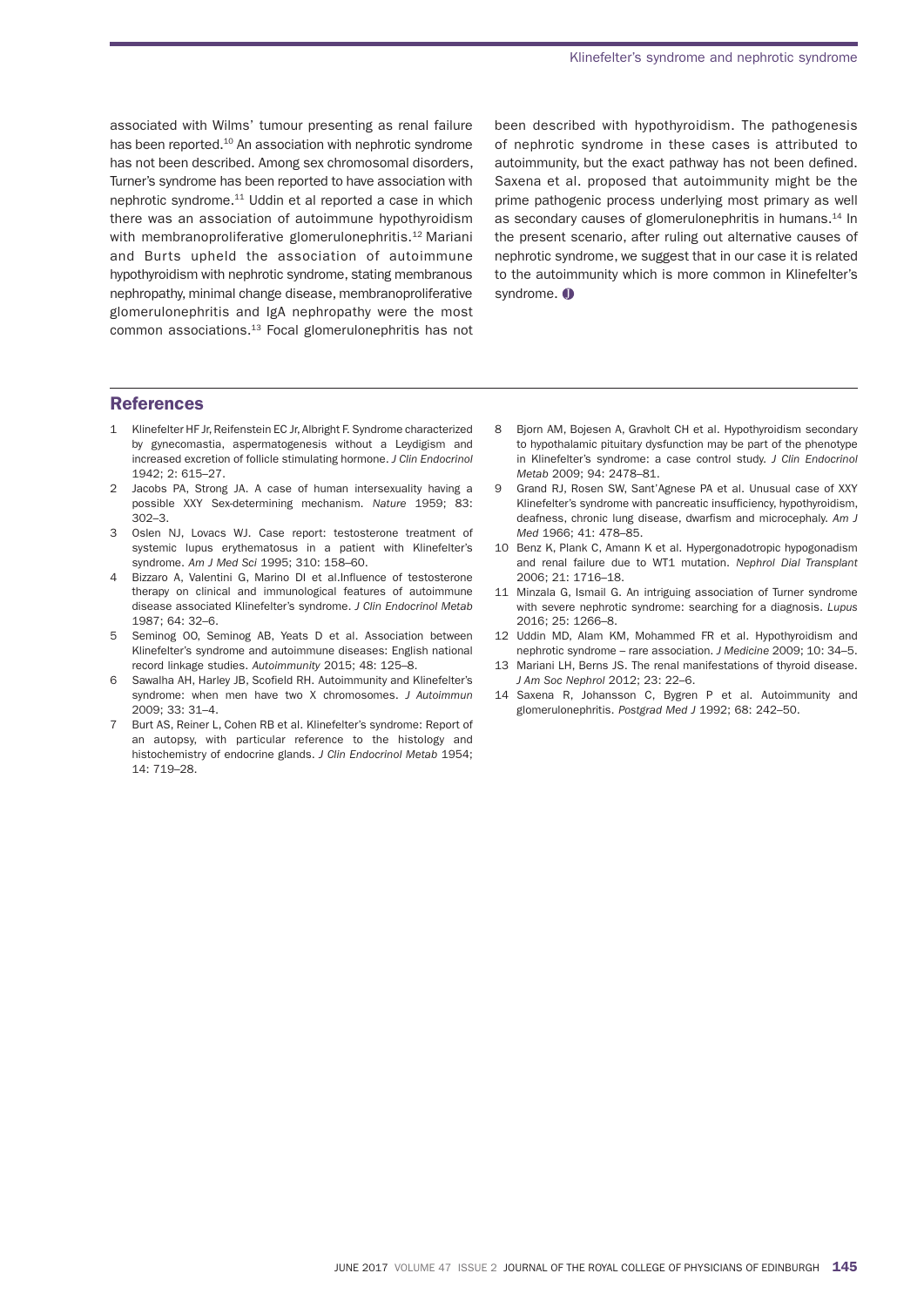associated with Wilms' tumour presenting as renal failure has been reported.[10] An association with nephrotic syndrome has not been described. Among sex chromosomal disorders, Turner's syndrome has been reported to have association with nephrotic syndrome.[11] Uddin et al reported a case in which there was an association of autoimmune hypothyroidism with membranoproliferative glomerulonephritis.[12] Mariani and Burts upheld the association of autoimmune hypothyroidism with nephrotic syndrome, stating membranous nephropathy, minimal change disease, membranoproliferative glomerulonephritis and IgA nephropathy were the most common associations.[13] Focal glomerulonephritis has not been described with hypothyroidism. The pathogenesis of nephrotic syndrome in these cases is attributed to autoimmunity, but the exact pathway has not been defined. Saxena et al. proposed that autoimmunity might be the prime pathogenic process underlying most primary as well as secondary causes of glomerulonephritis in humans.[14] In the present scenario, after ruling out alternative causes of nephrotic syndrome, we suggest that in our case it is related to the autoimmunity which is more common in Klinefelter's syndrome.

## References

1. Klinefelter HF Jr, Reifenstein EC Jr, Albright F. Syndrome characterized by gynecomastia, aspermatogenesis without a Leydigism and increased excretion of follicle stimulating hormone. *J Clin Endocrinol* 1942; 2: 615–27.
2. Jacobs PA, Strong JA. A case of human intersexuality having a possible XXY Sex-determining mechanism. *Nature* 1959; 83: 302–3.
3. Oslen NJ, Lovacs WJ. Case report: testosterone treatment of systemic lupus erythematosus in a patient with Klinefelter's syndrome. *Am J Med Sci* 1995; 310: 158–60.
4. Bizzaro A, Valentini G, Marino DI et al.Influence of testosterone therapy on clinical and immunological features of autoimmune disease associated Klinefelter's syndrome. *J Clin Endocrinol Metab* 1987; 64: 32–6.
5. Seminog OO, Seminog AB, Yeats D et al. Association between Klinefelter's syndrome and autoimmune diseases: English national record linkage studies. *Autoimmunity* 2015; 48: 125–8.
6. Sawalha AH, Harley JB, Scofield RH. Autoimmunity and Klinefelter's syndrome: when men have two X chromosomes. *J Autoimmun* 2009; 33: 31–4.
7. Burt AS, Reiner L, Cohen RB et al. Klinefelter's syndrome: Report of an autopsy, with particular reference to the histology and histochemistry of endocrine glands. *J Clin Endocrinol Metab* 1954; 14: 719–28.
8. Bjorn AM, Bojesen A, Gravholt CH et al. Hypothyroidism secondary to hypothalamic pituitary dysfunction may be part of the phenotype in Klinefelter's syndrome: a case control study. *J Clin Endocrinol Metab* 2009; 94: 2478–81.
9. Grand RJ, Rosen SW, Sant'Agnese PA et al. Unusual case of XXY Klinefelter's syndrome with pancreatic insufficiency, hypothyroidism, deafness, chronic lung disease, dwarfism and microcephaly. *Am J Med* 1966; 41: 478–85.
10. Benz K, Plank C, Amann K et al. Hypergonadotropic hypogonadism and renal failure due to WT1 mutation. *Nephrol Dial Transplant* 2006; 21: 1716–18.
11. Minzala G, Ismail G. An intriguing association of Turner syndrome with severe nephrotic syndrome: searching for a diagnosis. *Lupus* 2016; 25: 1266–8.
12. Uddin MD, Alam KM, Mohammed FR et al. Hypothyroidism and nephrotic syndrome – rare association. *J Medicine* 2009; 10: 34–5.
13. Mariani LH, Berns JS. The renal manifestations of thyroid disease. *J Am Soc Nephrol* 2012; 23: 22–6.
14. Saxena R, Johansson C, Bygren P et al. Autoimmunity and glomerulonephritis. *Postgrad Med J* 1992; 68: 242–50.